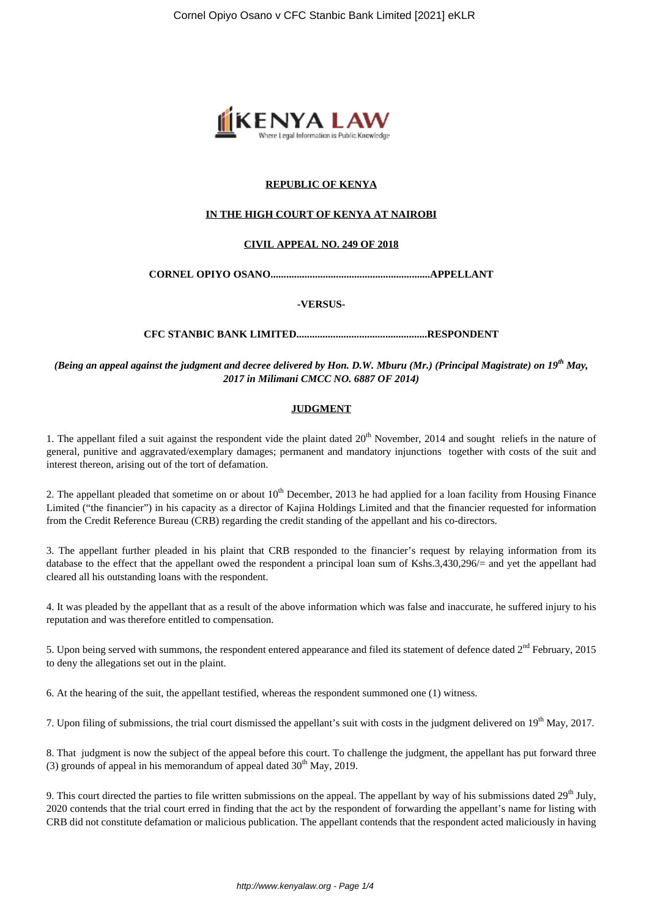**REPUBLIC OF KENYA**

**IN THE HIGH COURT OF KENYA AT NAIROBI**

**CIVIL APPEAL NO. 249 OF 2018**

**CORNEL OPIYO OSANO............................................................APPELLANT**

**-VERSUS-**

**CFC STANBIC BANK LIMITED.................................................RESPONDENT**

***(Being an appeal against the judgment and decree delivered by Hon. D.W. Mburu (Mr.) (Principal Magistrate) on 19th May, 2017 in Milimani CMCC NO. 6887 OF 2014)***

**JUDGMENT**

1. The appellant filed a suit against the respondent vide the plaint dated 20th November, 2014 and sought reliefs in the nature of general, punitive and aggravated/exemplary damages; permanent and mandatory injunctions together with costs of the suit and interest thereon, arising out of the tort of defamation.

2. The appellant pleaded that sometime on or about 10th December, 2013 he had applied for a loan facility from Housing Finance Limited ("the financier") in his capacity as a director of Kajina Holdings Limited and that the financier requested for information from the Credit Reference Bureau (CRB) regarding the credit standing of the appellant and his co-directors.

3. The appellant further pleaded in his plaint that CRB responded to the financier's request by relaying information from its database to the effect that the appellant owed the respondent a principal loan sum of Kshs.3,430,296/= and yet the appellant had cleared all his outstanding loans with the respondent.

4. It was pleaded by the appellant that as a result of the above information which was false and inaccurate, he suffered injury to his reputation and was therefore entitled to compensation.

5. Upon being served with summons, the respondent entered appearance and filed its statement of defence dated 2nd February, 2015 to deny the allegations set out in the plaint.

6. At the hearing of the suit, the appellant testified, whereas the respondent summoned one (1) witness.

7. Upon filing of submissions, the trial court dismissed the appellant's suit with costs in the judgment delivered on 19th May, 2017.

8. That judgment is now the subject of the appeal before this court. To challenge the judgment, the appellant has put forward three (3) grounds of appeal in his memorandum of appeal dated 30th May, 2019.

9. This court directed the parties to file written submissions on the appeal. The appellant by way of his submissions dated 29th July, 2020 contends that the trial court erred in finding that the act by the respondent of forwarding the appellant's name for listing with CRB did not constitute defamation or malicious publication. The appellant contends that the respondent acted maliciously in having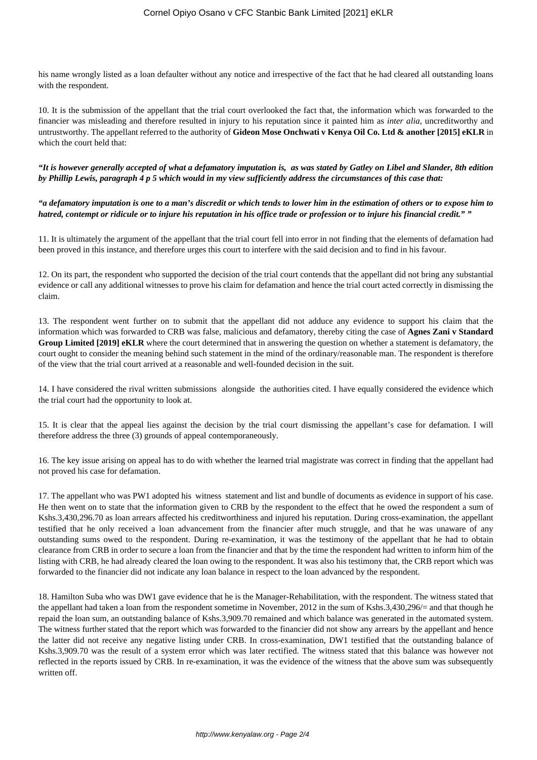his name wrongly listed as a loan defaulter without any notice and irrespective of the fact that he had cleared all outstanding loans with the respondent.

10. It is the submission of the appellant that the trial court overlooked the fact that, the information which was forwarded to the financier was misleading and therefore resulted in injury to his reputation since it painted him as *inter alia*, uncreditworthy and untrustworthy. The appellant referred to the authority of **Gideon Mose Onchwati v Kenya Oil Co. Ltd & another [2015] eKLR** in which the court held that:

***"It is however generally accepted of what a defamatory imputation is, as was stated by Gatley on Libel and Slander, 8th edition by Phillip Lewis, paragraph 4 p 5 which would in my view sufficiently address the circumstances of this case that:***

***"a defamatory imputation is one to a man's discredit or which tends to lower him in the estimation of others or to expose him to hatred, contempt or ridicule or to injure his reputation in his office trade or profession or to injure his financial credit." "***

11. It is ultimately the argument of the appellant that the trial court fell into error in not finding that the elements of defamation had been proved in this instance, and therefore urges this court to interfere with the said decision and to find in his favour.

12. On its part, the respondent who supported the decision of the trial court contends that the appellant did not bring any substantial evidence or call any additional witnesses to prove his claim for defamation and hence the trial court acted correctly in dismissing the claim.

13. The respondent went further on to submit that the appellant did not adduce any evidence to support his claim that the information which was forwarded to CRB was false, malicious and defamatory, thereby citing the case of **Agnes Zani v Standard Group Limited [2019] eKLR** where the court determined that in answering the question on whether a statement is defamatory, the court ought to consider the meaning behind such statement in the mind of the ordinary/reasonable man. The respondent is therefore of the view that the trial court arrived at a reasonable and well-founded decision in the suit.

14. I have considered the rival written submissions alongside the authorities cited. I have equally considered the evidence which the trial court had the opportunity to look at.

15. It is clear that the appeal lies against the decision by the trial court dismissing the appellant's case for defamation. I will therefore address the three (3) grounds of appeal contemporaneously.

16. The key issue arising on appeal has to do with whether the learned trial magistrate was correct in finding that the appellant had not proved his case for defamation.

17. The appellant who was PW1 adopted his witness statement and list and bundle of documents as evidence in support of his case. He then went on to state that the information given to CRB by the respondent to the effect that he owed the respondent a sum of Kshs.3,430,296.70 as loan arrears affected his creditworthiness and injured his reputation. During cross-examination, the appellant testified that he only received a loan advancement from the financier after much struggle, and that he was unaware of any outstanding sums owed to the respondent. During re-examination, it was the testimony of the appellant that he had to obtain clearance from CRB in order to secure a loan from the financier and that by the time the respondent had written to inform him of the listing with CRB, he had already cleared the loan owing to the respondent. It was also his testimony that, the CRB report which was forwarded to the financier did not indicate any loan balance in respect to the loan advanced by the respondent.

18. Hamilton Suba who was DW1 gave evidence that he is the Manager-Rehabilitation, with the respondent. The witness stated that the appellant had taken a loan from the respondent sometime in November, 2012 in the sum of Kshs.3,430,296/= and that though he repaid the loan sum, an outstanding balance of Kshs.3,909.70 remained and which balance was generated in the automated system. The witness further stated that the report which was forwarded to the financier did not show any arrears by the appellant and hence the latter did not receive any negative listing under CRB. In cross-examination, DW1 testified that the outstanding balance of Kshs.3,909.70 was the result of a system error which was later rectified. The witness stated that this balance was however not reflected in the reports issued by CRB. In re-examination, it was the evidence of the witness that the above sum was subsequently written off.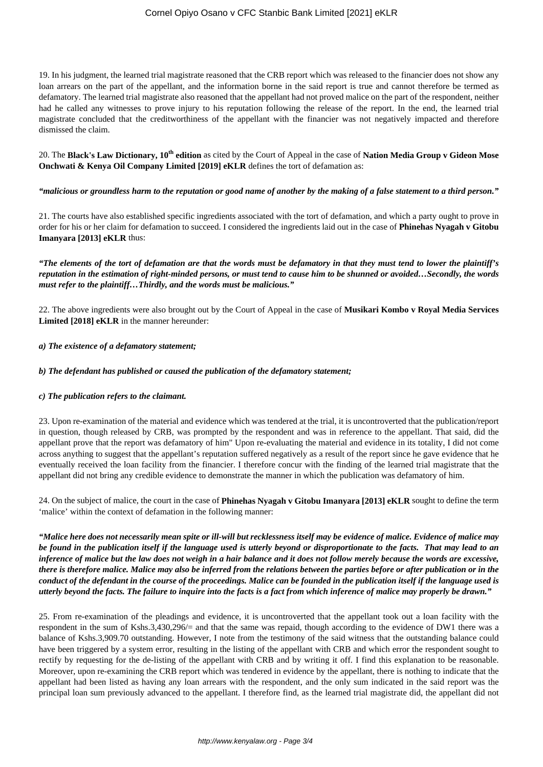19. In his judgment, the learned trial magistrate reasoned that the CRB report which was released to the financier does not show any loan arrears on the part of the appellant, and the information borne in the said report is true and cannot therefore be termed as defamatory. The learned trial magistrate also reasoned that the appellant had not proved malice on the part of the respondent, neither had he called any witnesses to prove injury to his reputation following the release of the report. In the end, the learned trial magistrate concluded that the creditworthiness of the appellant with the financier was not negatively impacted and therefore dismissed the claim.

20. The **Black's Law Dictionary, 10th edition** as cited by the Court of Appeal in the case of **Nation Media Group v Gideon Mose Onchwati & Kenya Oil Company Limited [2019] eKLR** defines the tort of defamation as:

***"malicious or groundless harm to the reputation or good name of another by the making of a false statement to a third person."***

21. The courts have also established specific ingredients associated with the tort of defamation, and which a party ought to prove in order for his or her claim for defamation to succeed. I considered the ingredients laid out in the case of **Phinehas Nyagah v Gitobu Imanyara [2013] eKLR** thus:

***"The elements of the tort of defamation are that the words must be defamatory in that they must tend to lower the plaintiff's reputation in the estimation of right-minded persons, or must tend to cause him to be shunned or avoided…Secondly, the words must refer to the plaintiff…Thirdly, and the words must be malicious."***

22. The above ingredients were also brought out by the Court of Appeal in the case of **Musikari Kombo v Royal Media Services Limited [2018] eKLR** in the manner hereunder:

***a) The existence of a defamatory statement;***

***b) The defendant has published or caused the publication of the defamatory statement;***

***c) The publication refers to the claimant.***

23. Upon re-examination of the material and evidence which was tendered at the trial, it is uncontroverted that the publication/report in question, though released by CRB, was prompted by the respondent and was in reference to the appellant. That said, did the appellant prove that the report was defamatory of him" Upon re-evaluating the material and evidence in its totality, I did not come across anything to suggest that the appellant's reputation suffered negatively as a result of the report since he gave evidence that he eventually received the loan facility from the financier. I therefore concur with the finding of the learned trial magistrate that the appellant did not bring any credible evidence to demonstrate the manner in which the publication was defamatory of him.

24. On the subject of malice, the court in the case of **Phinehas Nyagah v Gitobu Imanyara [2013] eKLR** sought to define the term 'malice' within the context of defamation in the following manner:

***"Malice here does not necessarily mean spite or ill-will but recklessness itself may be evidence of malice. Evidence of malice may be found in the publication itself if the language used is utterly beyond or disproportionate to the facts. That may lead to an inference of malice but the law does not weigh in a hair balance and it does not follow merely because the words are excessive, there is therefore malice. Malice may also be inferred from the relations between the parties before or after publication or in the conduct of the defendant in the course of the proceedings. Malice can be founded in the publication itself if the language used is utterly beyond the facts. The failure to inquire into the facts is a fact from which inference of malice may properly be drawn."***

25. From re-examination of the pleadings and evidence, it is uncontroverted that the appellant took out a loan facility with the respondent in the sum of Kshs.3,430,296/= and that the same was repaid, though according to the evidence of DW1 there was a balance of Kshs.3,909.70 outstanding. However, I note from the testimony of the said witness that the outstanding balance could have been triggered by a system error, resulting in the listing of the appellant with CRB and which error the respondent sought to rectify by requesting for the de-listing of the appellant with CRB and by writing it off. I find this explanation to be reasonable. Moreover, upon re-examining the CRB report which was tendered in evidence by the appellant, there is nothing to indicate that the appellant had been listed as having any loan arrears with the respondent, and the only sum indicated in the said report was the principal loan sum previously advanced to the appellant. I therefore find, as the learned trial magistrate did, the appellant did not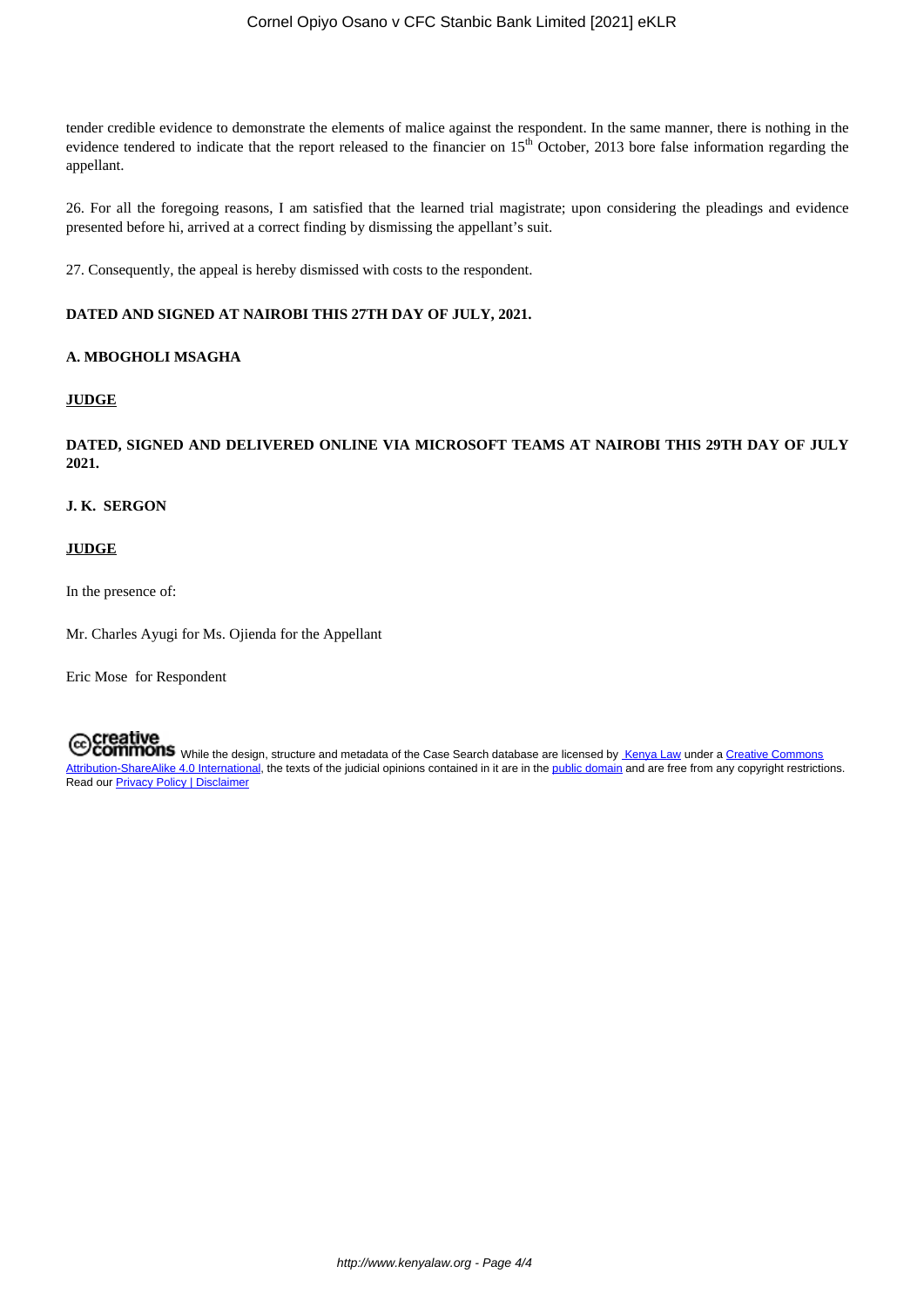tender credible evidence to demonstrate the elements of malice against the respondent. In the same manner, there is nothing in the evidence tendered to indicate that the report released to the financier on 15th October, 2013 bore false information regarding the appellant.

26. For all the foregoing reasons, I am satisfied that the learned trial magistrate; upon considering the pleadings and evidence presented before hi, arrived at a correct finding by dismissing the appellant's suit.

27. Consequently, the appeal is hereby dismissed with costs to the respondent.

**DATED AND SIGNED AT NAIROBI THIS 27TH DAY OF JULY, 2021.**

**A. MBOGHOLI MSAGHA**

**JUDGE**

**DATED, SIGNED AND DELIVERED ONLINE VIA MICROSOFT TEAMS AT NAIROBI THIS 29TH DAY OF JULY 2021.**

**J. K. SERGON**

**JUDGE**

In the presence of:

Mr. Charles Ayugi for Ms. Ojienda for the Appellant

Eric Mose for Respondent

While the design, structure and metadata of the Case Search database are licensed by Kenya Law under a Creative Commons Attribution-ShareAlike 4.0 International, the texts of the judicial opinions contained in it are in the public domain and are free from any copyright restrictions. Read our Privacy Policy | Disclaimer